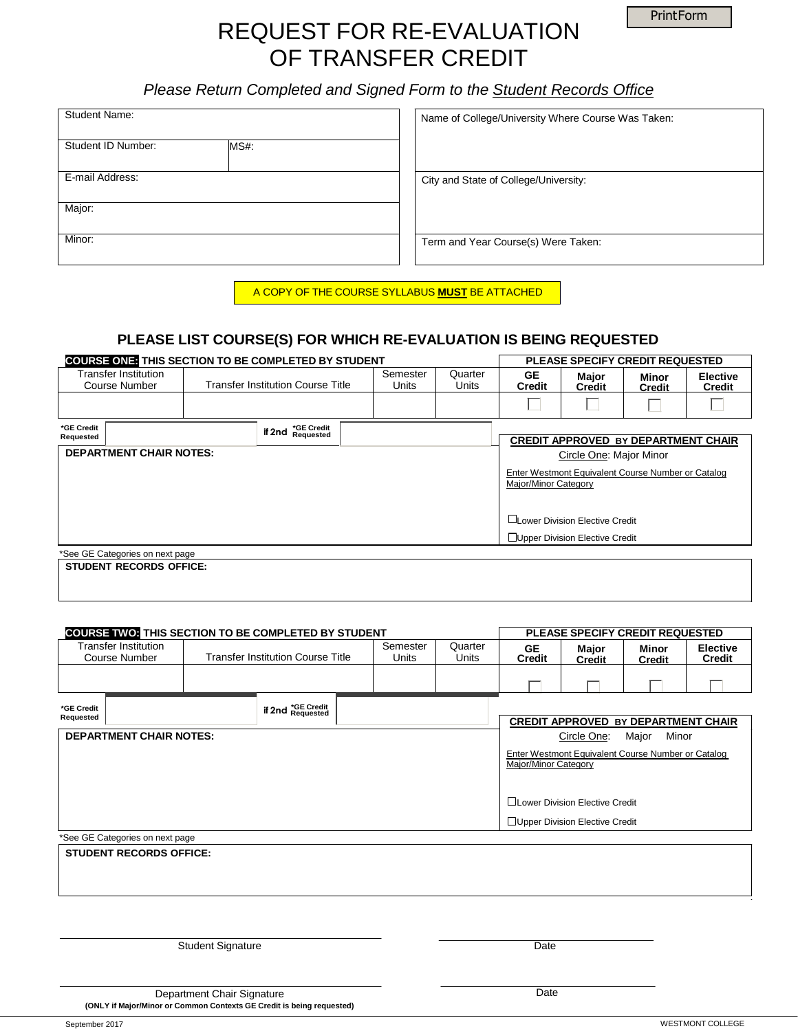# REQUEST FOR RE-EVALUATION OF TRANSFER CREDIT

*Please Return Completed and Signed Form to the Student Records Office*

| | |
|---|---|
| Student Name: | |
| Student ID Number: | MS#: |
| E-mail Address: | |
| Major: | |
| Minor: | |

| |
|---|
| Name of College/University Where Course Was Taken: |
| City and State of College/University: |
| Term and Year Course(s) Were Taken: |

A COPY OF THE COURSE SYLLABUS **MUST** BE ATTACHED

## PLEASE LIST COURSE(S) FOR WHICH RE-EVALUATION IS BEING REQUESTED

**COURSE ONE: THIS SECTION TO BE COMPLETED BY STUDENT**

| Transfer Institution Course Number | Transfer Institution Course Title | Semester Units | Quarter Units | **PLEASE SPECIFY CREDIT REQUESTED** GE Credit | Major Credit | Minor Credit | Elective Credit |
|---|---|---|---|---|---|---|---|
| | | | | ☐ | ☐ | ☐ | ☐ |

**\*GE Credit Requested** ______ **if 2nd \*GE Credit Requested** ______

**DEPARTMENT CHAIR NOTES:**

**CREDIT APPROVED BY DEPARTMENT CHAIR**

Circle One: Major Minor

Enter Westmont Equivalent Course Number or Catalog Major/Minor Category

☐ Lower Division Elective Credit

☐ Upper Division Elective Credit

*See GE Categories on next page

**STUDENT RECORDS OFFICE:**

**COURSE TWO: THIS SECTION TO BE COMPLETED BY STUDENT**

| Transfer Institution Course Number | Transfer Institution Course Title | Semester Units | Quarter Units | **PLEASE SPECIFY CREDIT REQUESTED** GE Credit | Major Credit | Minor Credit | Elective Credit |
|---|---|---|---|---|---|---|---|
| | | | | ☐ | ☐ | ☐ | ☐ |

**\*GE Credit Requested** ______ **if 2nd \*GE Credit Requested** ______

**DEPARTMENT CHAIR NOTES:**

**CREDIT APPROVED BY DEPARTMENT CHAIR**

Circle One: Major Minor

Enter Westmont Equivalent Course Number or Catalog Major/Minor Category

☐ Lower Division Elective Credit

☐ Upper Division Elective Credit

*See GE Categories on next page

**STUDENT RECORDS OFFICE:**

______________________________ Student Signature ______________ Date

______________________________ Department Chair Signature ______________ Date

**(ONLY if Major/Minor or Common Contexts GE Credit is being requested)**

September 2017 WESTMONT COLLEGE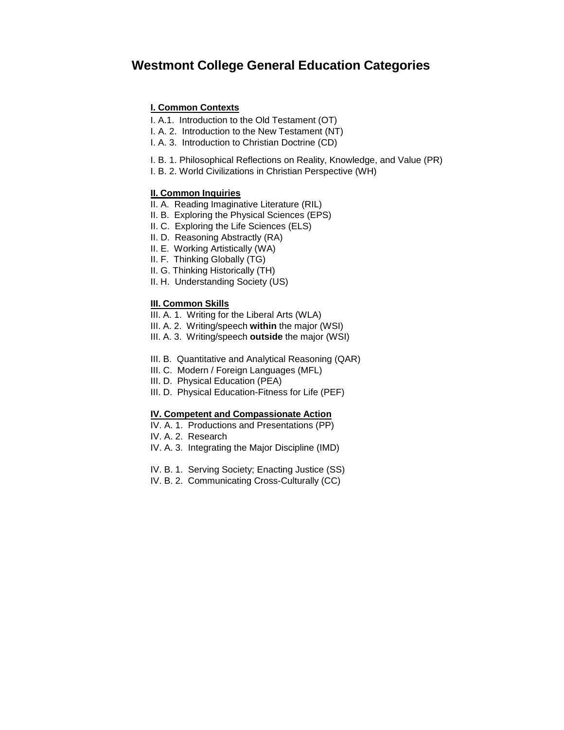# Westmont College General Education Categories

**I. Common Contexts**

I. A.1. Introduction to the Old Testament (OT)
I. A. 2. Introduction to the New Testament (NT)
I. A. 3. Introduction to Christian Doctrine (CD)

I. B. 1. Philosophical Reflections on Reality, Knowledge, and Value (PR)
I. B. 2. World Civilizations in Christian Perspective (WH)

**II. Common Inquiries**

II. A. Reading Imaginative Literature (RIL)
II. B. Exploring the Physical Sciences (EPS)
II. C. Exploring the Life Sciences (ELS)
II. D. Reasoning Abstractly (RA)
II. E. Working Artistically (WA)
II. F. Thinking Globally (TG)
II. G. Thinking Historically (TH)
II. H. Understanding Society (US)

**III. Common Skills**

III. A. 1. Writing for the Liberal Arts (WLA)
III. A. 2. Writing/speech **within** the major (WSI)
III. A. 3. Writing/speech **outside** the major (WSI)

III. B. Quantitative and Analytical Reasoning (QAR)
III. C. Modern / Foreign Languages (MFL)
III. D. Physical Education (PEA)
III. D. Physical Education-Fitness for Life (PEF)

**IV. Competent and Compassionate Action**

IV. A. 1. Productions and Presentations (PP)
IV. A. 2. Research
IV. A. 3. Integrating the Major Discipline (IMD)

IV. B. 1. Serving Society; Enacting Justice (SS)
IV. B. 2. Communicating Cross-Culturally (CC)